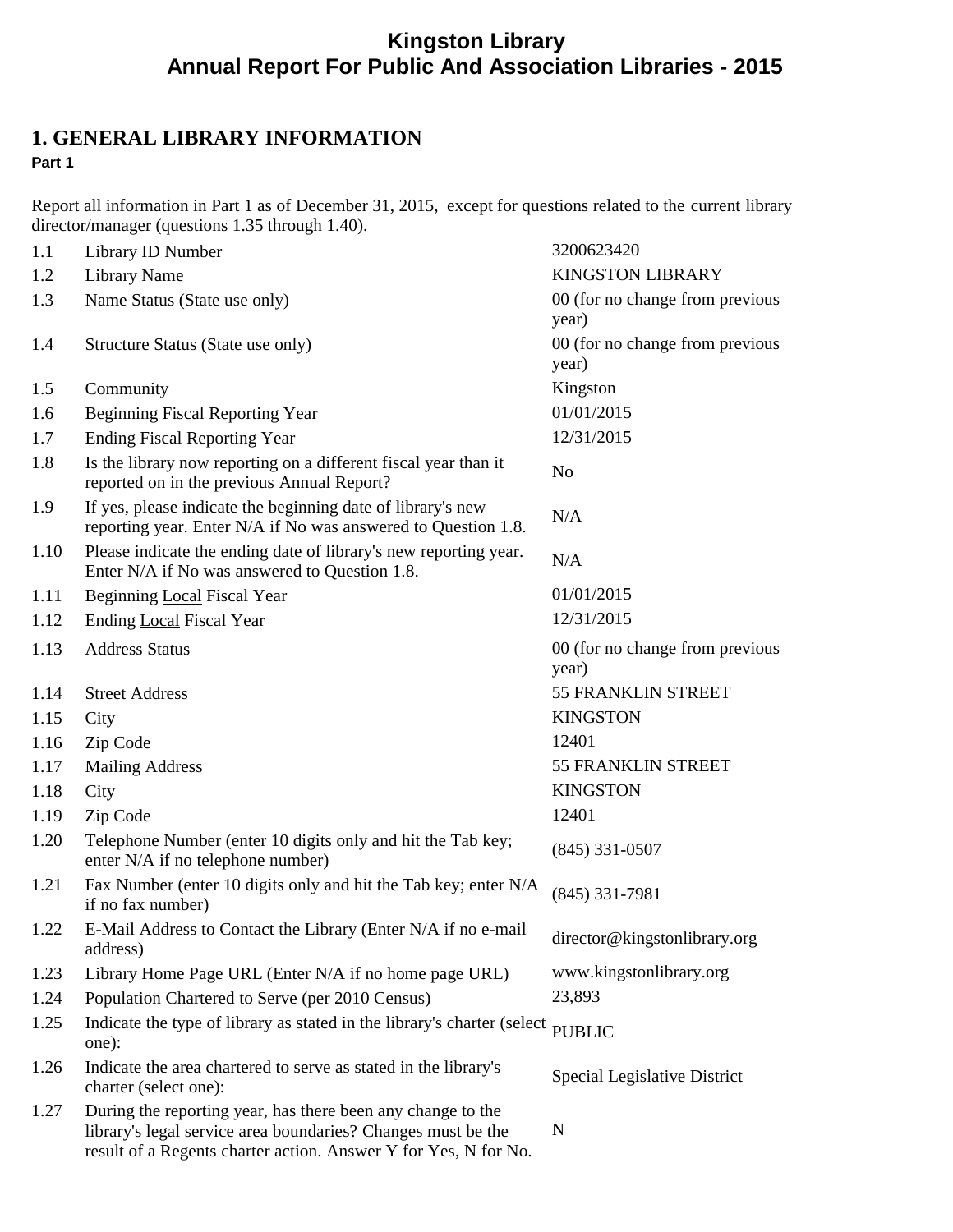# Kingston Library
# Annual Report For Public And Association Libraries - 2015

## 1. GENERAL LIBRARY INFORMATION

**Part 1**

Report all information in Part 1 as of December 31, 2015, except for questions related to the current library director/manager (questions 1.35 through 1.40).

| | | |
|---|---|---|
| 1.1 | Library ID Number | 3200623420 |
| 1.2 | Library Name | KINGSTON LIBRARY |
| 1.3 | Name Status (State use only) | 00 (for no change from previous year) |
| 1.4 | Structure Status (State use only) | 00 (for no change from previous year) |
| 1.5 | Community | Kingston |
| 1.6 | Beginning Fiscal Reporting Year | 01/01/2015 |
| 1.7 | Ending Fiscal Reporting Year | 12/31/2015 |
| 1.8 | Is the library now reporting on a different fiscal year than it reported on in the previous Annual Report? | No |
| 1.9 | If yes, please indicate the beginning date of library's new reporting year. Enter N/A if No was answered to Question 1.8. | N/A |
| 1.10 | Please indicate the ending date of library's new reporting year. Enter N/A if No was answered to Question 1.8. | N/A |
| 1.11 | Beginning Local Fiscal Year | 01/01/2015 |
| 1.12 | Ending Local Fiscal Year | 12/31/2015 |
| 1.13 | Address Status | 00 (for no change from previous year) |
| 1.14 | Street Address | 55 FRANKLIN STREET |
| 1.15 | City | KINGSTON |
| 1.16 | Zip Code | 12401 |
| 1.17 | Mailing Address | 55 FRANKLIN STREET |
| 1.18 | City | KINGSTON |
| 1.19 | Zip Code | 12401 |
| 1.20 | Telephone Number (enter 10 digits only and hit the Tab key; enter N/A if no telephone number) | (845) 331-0507 |
| 1.21 | Fax Number (enter 10 digits only and hit the Tab key; enter N/A if no fax number) | (845) 331-7981 |
| 1.22 | E-Mail Address to Contact the Library (Enter N/A if no e-mail address) | director@kingstonlibrary.org |
| 1.23 | Library Home Page URL (Enter N/A if no home page URL) | www.kingstonlibrary.org |
| 1.24 | Population Chartered to Serve (per 2010 Census) | 23,893 |
| 1.25 | Indicate the type of library as stated in the library's charter (select one): | PUBLIC |
| 1.26 | Indicate the area chartered to serve as stated in the library's charter (select one): | Special Legislative District |
| 1.27 | During the reporting year, has there been any change to the library's legal service area boundaries? Changes must be the result of a Regents charter action. Answer Y for Yes, N for No. | N |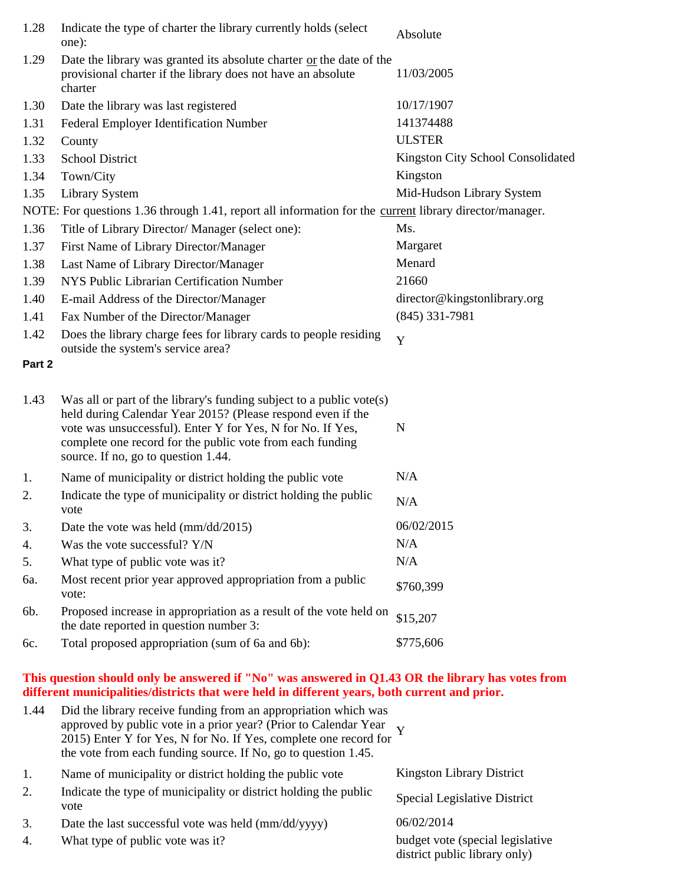| | | |
|---|---|---|
| 1.28 | Indicate the type of charter the library currently holds (select one): | Absolute |
| 1.29 | Date the library was granted its absolute charter or the date of the provisional charter if the library does not have an absolute charter | 11/03/2005 |
| 1.30 | Date the library was last registered | 10/17/1907 |
| 1.31 | Federal Employer Identification Number | 141374488 |
| 1.32 | County | ULSTER |
| 1.33 | School District | Kingston City School Consolidated |
| 1.34 | Town/City | Kingston |
| 1.35 | Library System | Mid-Hudson Library System |

NOTE: For questions 1.36 through 1.41, report all information for the current library director/manager.

| | | |
|---|---|---|
| 1.36 | Title of Library Director/ Manager (select one): | Ms. |
| 1.37 | First Name of Library Director/Manager | Margaret |
| 1.38 | Last Name of Library Director/Manager | Menard |
| 1.39 | NYS Public Librarian Certification Number | 21660 |
| 1.40 | E-mail Address of the Director/Manager | director@kingstonlibrary.org |
| 1.41 | Fax Number of the Director/Manager | (845) 331-7981 |
| 1.42 | Does the library charge fees for library cards to people residing outside the system's service area? | Y |

**Part 2**

| | | |
|---|---|---|
| 1.43 | Was all or part of the library's funding subject to a public vote(s) held during Calendar Year 2015? (Please respond even if the vote was unsuccessful). Enter Y for Yes, N for No. If Yes, complete one record for the public vote from each funding source. If no, go to question 1.44. | N |
| 1. | Name of municipality or district holding the public vote | N/A |
| 2. | Indicate the type of municipality or district holding the public vote | N/A |
| 3. | Date the vote was held (mm/dd/2015) | 06/02/2015 |
| 4. | Was the vote successful? Y/N | N/A |
| 5. | What type of public vote was it? | N/A |
| 6a. | Most recent prior year approved appropriation from a public vote: | $760,399 |
| 6b. | Proposed increase in appropriation as a result of the vote held on the date reported in question number 3: | $15,207 |
| 6c. | Total proposed appropriation (sum of 6a and 6b): | $775,606 |

**This question should only be answered if "No" was answered in Q1.43 OR the library has votes from different municipalities/districts that were held in different years, both current and prior.**

| | | |
|---|---|---|
| 1.44 | Did the library receive funding from an appropriation which was approved by public vote in a prior year? (Prior to Calendar Year 2015) Enter Y for Yes, N for No. If Yes, complete one record for the vote from each funding source. If No, go to question 1.45. | Y |
| 1. | Name of municipality or district holding the public vote | Kingston Library District |
| 2. | Indicate the type of municipality or district holding the public vote | Special Legislative District |
| 3. | Date the last successful vote was held (mm/dd/yyyy) | 06/02/2014 |
| 4. | What type of public vote was it? | budget vote (special legislative district public library only) |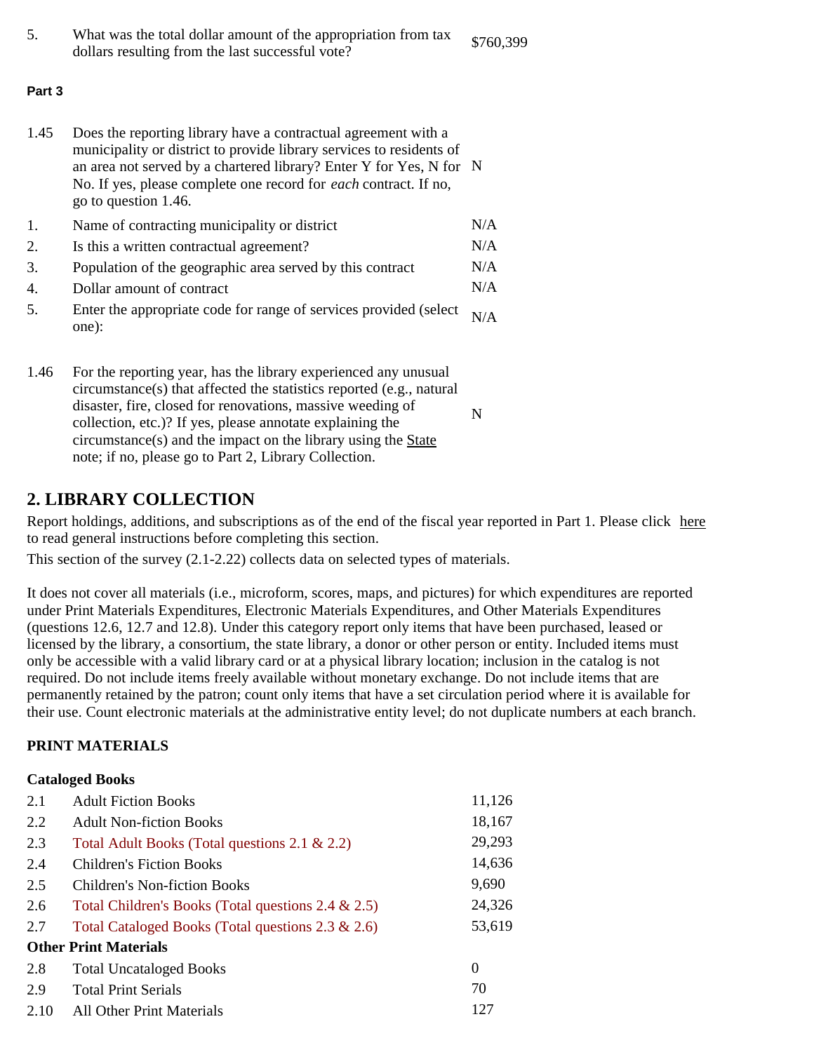| | | |
|---|---|---|
| 5. | What was the total dollar amount of the appropriation from tax dollars resulting from the last successful vote? | $760,399 |

**Part 3**

| | | |
|---|---|---|
| 1.45 | Does the reporting library have a contractual agreement with a municipality or district to provide library services to residents of an area not served by a chartered library? Enter Y for Yes, N for No. If yes, please complete one record for *each* contract. If no, go to question 1.46. | N |
| 1. | Name of contracting municipality or district | N/A |
| 2. | Is this a written contractual agreement? | N/A |
| 3. | Population of the geographic area served by this contract | N/A |
| 4. | Dollar amount of contract | N/A |
| 5. | Enter the appropriate code for range of services provided (select one): | N/A |
| 1.46 | For the reporting year, has the library experienced any unusual circumstance(s) that affected the statistics reported (e.g., natural disaster, fire, closed for renovations, massive weeding of collection, etc.)? If yes, please annotate explaining the circumstance(s) and the impact on the library using the State note; if no, please go to Part 2, Library Collection. | N |

## 2. LIBRARY COLLECTION

Report holdings, additions, and subscriptions as of the end of the fiscal year reported in Part 1. Please click here to read general instructions before completing this section.

This section of the survey (2.1-2.22) collects data on selected types of materials.

It does not cover all materials (i.e., microform, scores, maps, and pictures) for which expenditures are reported under Print Materials Expenditures, Electronic Materials Expenditures, and Other Materials Expenditures (questions 12.6, 12.7 and 12.8). Under this category report only items that have been purchased, leased or licensed by the library, a consortium, the state library, a donor or other person or entity. Included items must only be accessible with a valid library card or at a physical library location; inclusion in the catalog is not required. Do not include items freely available without monetary exchange. Do not include items that are permanently retained by the patron; count only items that have a set circulation period where it is available for their use. Count electronic materials at the administrative entity level; do not duplicate numbers at each branch.

### PRINT MATERIALS

**Cataloged Books**

| | | |
|---|---|---|
| 2.1 | Adult Fiction Books | 11,126 |
| 2.2 | Adult Non-fiction Books | 18,167 |
| 2.3 | Total Adult Books (Total questions 2.1 & 2.2) | 29,293 |
| 2.4 | Children's Fiction Books | 14,636 |
| 2.5 | Children's Non-fiction Books | 9,690 |
| 2.6 | Total Children's Books (Total questions 2.4 & 2.5) | 24,326 |
| 2.7 | Total Cataloged Books (Total questions 2.3 & 2.6) | 53,619 |

**Other Print Materials**

| | | |
|---|---|---|
| 2.8 | Total Uncataloged Books | 0 |
| 2.9 | Total Print Serials | 70 |
| 2.10 | All Other Print Materials | 127 |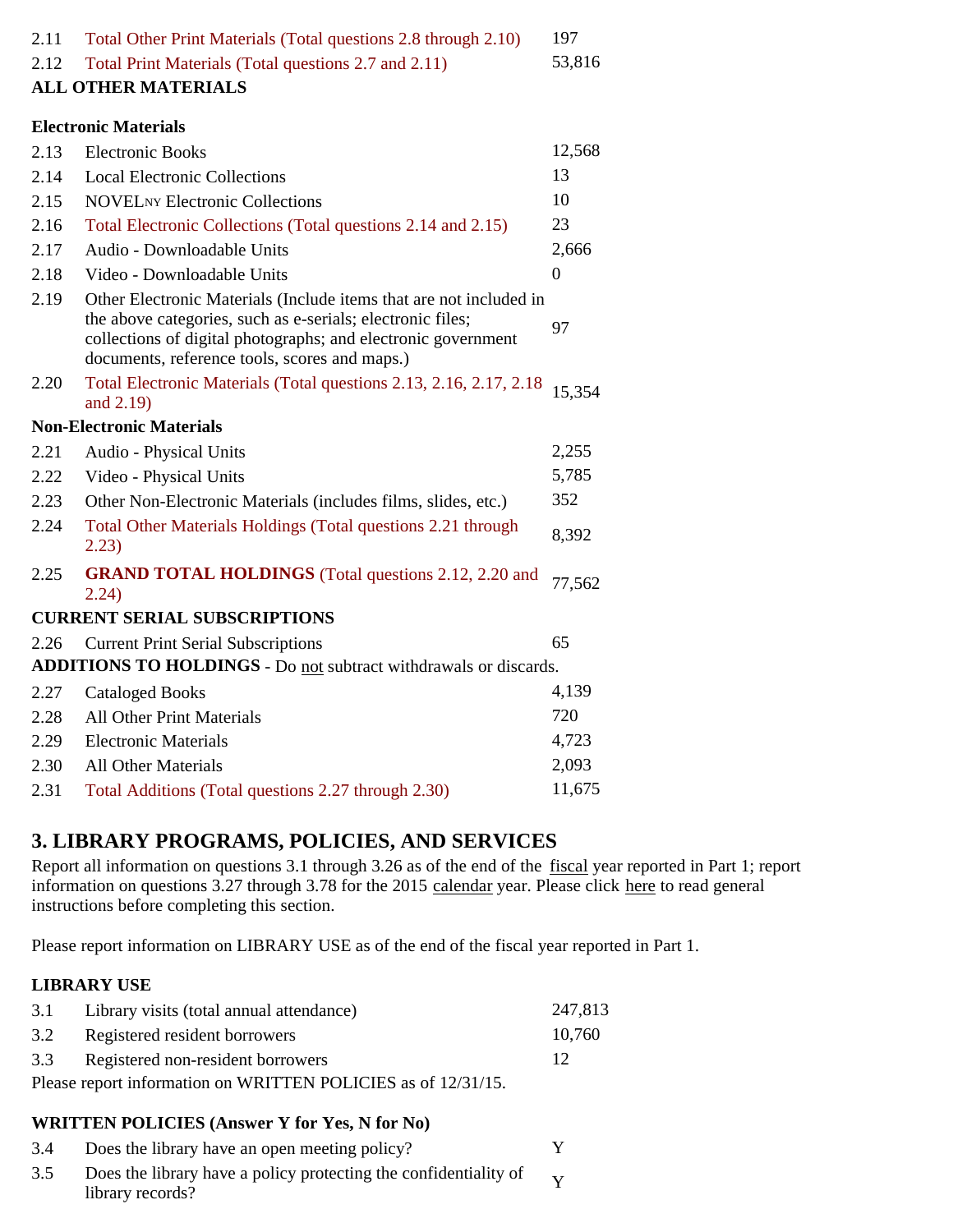| | | |
|---|---|---|
| 2.11 | Total Other Print Materials (Total questions 2.8 through 2.10) | 197 |
| 2.12 | Total Print Materials (Total questions 2.7 and 2.11) | 53,816 |

**ALL OTHER MATERIALS**

**Electronic Materials**

| | | |
|---|---|---|
| 2.13 | Electronic Books | 12,568 |
| 2.14 | Local Electronic Collections | 13 |
| 2.15 | NOVELNY Electronic Collections | 10 |
| 2.16 | Total Electronic Collections (Total questions 2.14 and 2.15) | 23 |
| 2.17 | Audio - Downloadable Units | 2,666 |
| 2.18 | Video - Downloadable Units | 0 |
| 2.19 | Other Electronic Materials (Include items that are not included in the above categories, such as e-serials; electronic files; collections of digital photographs; and electronic government documents, reference tools, scores and maps.) | 97 |
| 2.20 | Total Electronic Materials (Total questions 2.13, 2.16, 2.17, 2.18 and 2.19) | 15,354 |

**Non-Electronic Materials**

| | | |
|---|---|---|
| 2.21 | Audio - Physical Units | 2,255 |
| 2.22 | Video - Physical Units | 5,785 |
| 2.23 | Other Non-Electronic Materials (includes films, slides, etc.) | 352 |
| 2.24 | Total Other Materials Holdings (Total questions 2.21 through 2.23) | 8,392 |
| 2.25 | **GRAND TOTAL HOLDINGS** (Total questions 2.12, 2.20 and 2.24) | 77,562 |

**CURRENT SERIAL SUBSCRIPTIONS**

| | | |
|---|---|---|
| 2.26 | Current Print Serial Subscriptions | 65 |

**ADDITIONS TO HOLDINGS** - Do not subtract withdrawals or discards.

| | | |
|---|---|---|
| 2.27 | Cataloged Books | 4,139 |
| 2.28 | All Other Print Materials | 720 |
| 2.29 | Electronic Materials | 4,723 |
| 2.30 | All Other Materials | 2,093 |
| 2.31 | Total Additions (Total questions 2.27 through 2.30) | 11,675 |

## 3. LIBRARY PROGRAMS, POLICIES, AND SERVICES

Report all information on questions 3.1 through 3.26 as of the end of the fiscal year reported in Part 1; report information on questions 3.27 through 3.78 for the 2015 calendar year. Please click here to read general instructions before completing this section.

Please report information on LIBRARY USE as of the end of the fiscal year reported in Part 1.

**LIBRARY USE**

| | | |
|---|---|---|
| 3.1 | Library visits (total annual attendance) | 247,813 |
| 3.2 | Registered resident borrowers | 10,760 |
| 3.3 | Registered non-resident borrowers | 12 |

Please report information on WRITTEN POLICIES as of 12/31/15.

**WRITTEN POLICIES (Answer Y for Yes, N for No)**

| | | |
|---|---|---|
| 3.4 | Does the library have an open meeting policy? | Y |
| 3.5 | Does the library have a policy protecting the confidentiality of library records? | Y |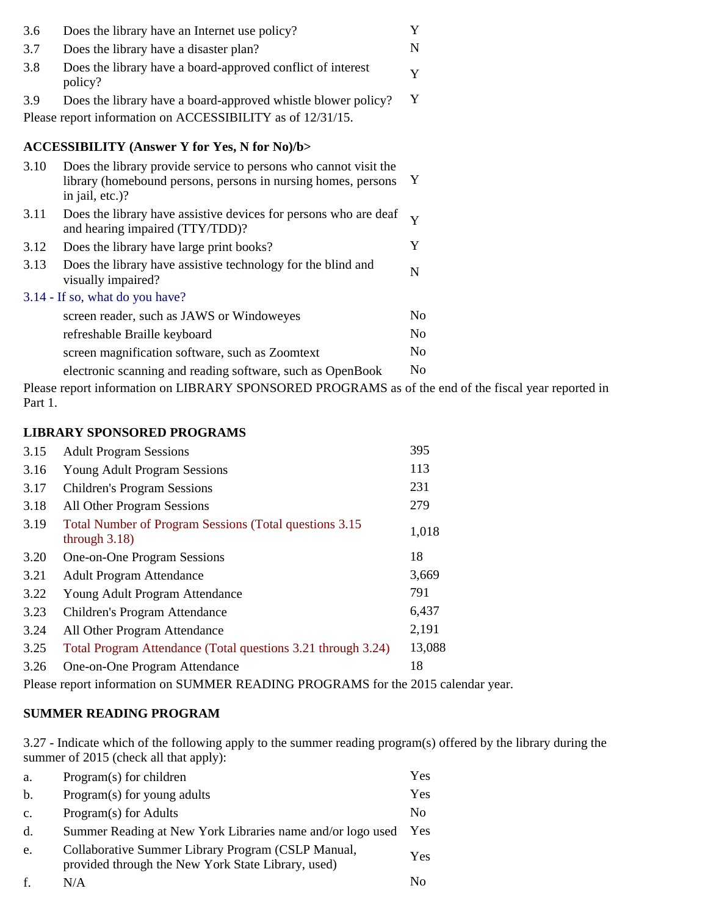| | | |
|---|---|---|
| 3.6 | Does the library have an Internet use policy? | Y |
| 3.7 | Does the library have a disaster plan? | N |
| 3.8 | Does the library have a board-approved conflict of interest policy? | Y |
| 3.9 | Does the library have a board-approved whistle blower policy? | Y |

Please report information on ACCESSIBILITY as of 12/31/15.

**ACCESSIBILITY (Answer Y for Yes, N for No)/b>**

| | | |
|---|---|---|
| 3.10 | Does the library provide service to persons who cannot visit the library (homebound persons, persons in nursing homes, persons in jail, etc.)? | Y |
| 3.11 | Does the library have assistive devices for persons who are deaf and hearing impaired (TTY/TDD)? | Y |
| 3.12 | Does the library have large print books? | Y |
| 3.13 | Does the library have assistive technology for the blind and visually impaired? | N |

3.14 - If so, what do you have?

| | |
|---|---|
| screen reader, such as JAWS or Windoweyes | No |
| refreshable Braille keyboard | No |
| screen magnification software, such as Zoomtext | No |
| electronic scanning and reading software, such as OpenBook | No |

Please report information on LIBRARY SPONSORED PROGRAMS as of the end of the fiscal year reported in Part 1.

**LIBRARY SPONSORED PROGRAMS**

| | | |
|---|---|---|
| 3.15 | Adult Program Sessions | 395 |
| 3.16 | Young Adult Program Sessions | 113 |
| 3.17 | Children's Program Sessions | 231 |
| 3.18 | All Other Program Sessions | 279 |
| 3.19 | Total Number of Program Sessions (Total questions 3.15 through 3.18) | 1,018 |
| 3.20 | One-on-One Program Sessions | 18 |
| 3.21 | Adult Program Attendance | 3,669 |
| 3.22 | Young Adult Program Attendance | 791 |
| 3.23 | Children's Program Attendance | 6,437 |
| 3.24 | All Other Program Attendance | 2,191 |
| 3.25 | Total Program Attendance (Total questions 3.21 through 3.24) | 13,088 |
| 3.26 | One-on-One Program Attendance | 18 |

Please report information on SUMMER READING PROGRAMS for the 2015 calendar year.

**SUMMER READING PROGRAM**

3.27 - Indicate which of the following apply to the summer reading program(s) offered by the library during the summer of 2015 (check all that apply):

| | | |
|---|---|---|
| a. | Program(s) for children | Yes |
| b. | Program(s) for young adults | Yes |
| c. | Program(s) for Adults | No |
| d. | Summer Reading at New York Libraries name and/or logo used | Yes |
| e. | Collaborative Summer Library Program (CSLP Manual, provided through the New York State Library, used) | Yes |
| f. | N/A | No |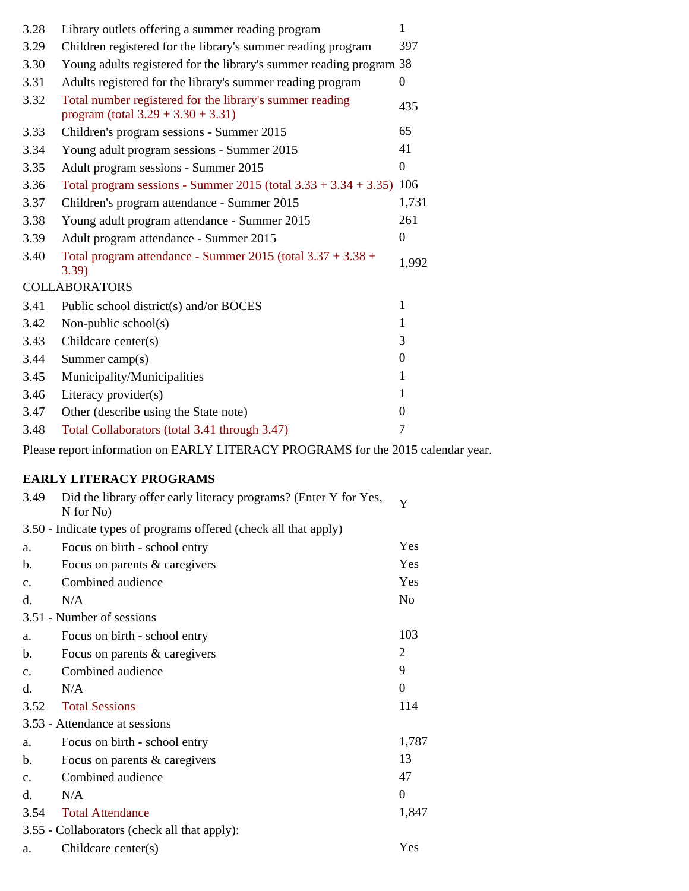| | | |
|---|---|---|
| 3.28 | Library outlets offering a summer reading program | 1 |
| 3.29 | Children registered for the library's summer reading program | 397 |
| 3.30 | Young adults registered for the library's summer reading program | 38 |
| 3.31 | Adults registered for the library's summer reading program | 0 |
| 3.32 | Total number registered for the library's summer reading program (total 3.29 + 3.30 + 3.31) | 435 |
| 3.33 | Children's program sessions - Summer 2015 | 65 |
| 3.34 | Young adult program sessions - Summer 2015 | 41 |
| 3.35 | Adult program sessions - Summer 2015 | 0 |
| 3.36 | Total program sessions - Summer 2015 (total 3.33 + 3.34 + 3.35) | 106 |
| 3.37 | Children's program attendance - Summer 2015 | 1,731 |
| 3.38 | Young adult program attendance - Summer 2015 | 261 |
| 3.39 | Adult program attendance - Summer 2015 | 0 |
| 3.40 | Total program attendance - Summer 2015 (total 3.37 + 3.38 + 3.39) | 1,992 |

COLLABORATORS

| | | |
|---|---|---|
| 3.41 | Public school district(s) and/or BOCES | 1 |
| 3.42 | Non-public school(s) | 1 |
| 3.43 | Childcare center(s) | 3 |
| 3.44 | Summer camp(s) | 0 |
| 3.45 | Municipality/Municipalities | 1 |
| 3.46 | Literacy provider(s) | 1 |
| 3.47 | Other (describe using the State note) | 0 |
| 3.48 | Total Collaborators (total 3.41 through 3.47) | 7 |

Please report information on EARLY LITERACY PROGRAMS for the 2015 calendar year.

**EARLY LITERACY PROGRAMS**

| | | |
|---|---|---|
| 3.49 | Did the library offer early literacy programs? (Enter Y for Yes, N for No) | Y |

3.50 - Indicate types of programs offered (check all that apply)

| | | |
|---|---|---|
| a. | Focus on birth - school entry | Yes |
| b. | Focus on parents & caregivers | Yes |
| c. | Combined audience | Yes |
| d. | N/A | No |

3.51 - Number of sessions

| | | |
|---|---|---|
| a. | Focus on birth - school entry | 103 |
| b. | Focus on parents & caregivers | 2 |
| c. | Combined audience | 9 |
| d. | N/A | 0 |
| 3.52 | Total Sessions | 114 |

3.53 - Attendance at sessions

| | | |
|---|---|---|
| a. | Focus on birth - school entry | 1,787 |
| b. | Focus on parents & caregivers | 13 |
| c. | Combined audience | 47 |
| d. | N/A | 0 |
| 3.54 | Total Attendance | 1,847 |

3.55 - Collaborators (check all that apply):

| | | |
|---|---|---|
| a. | Childcare center(s) | Yes |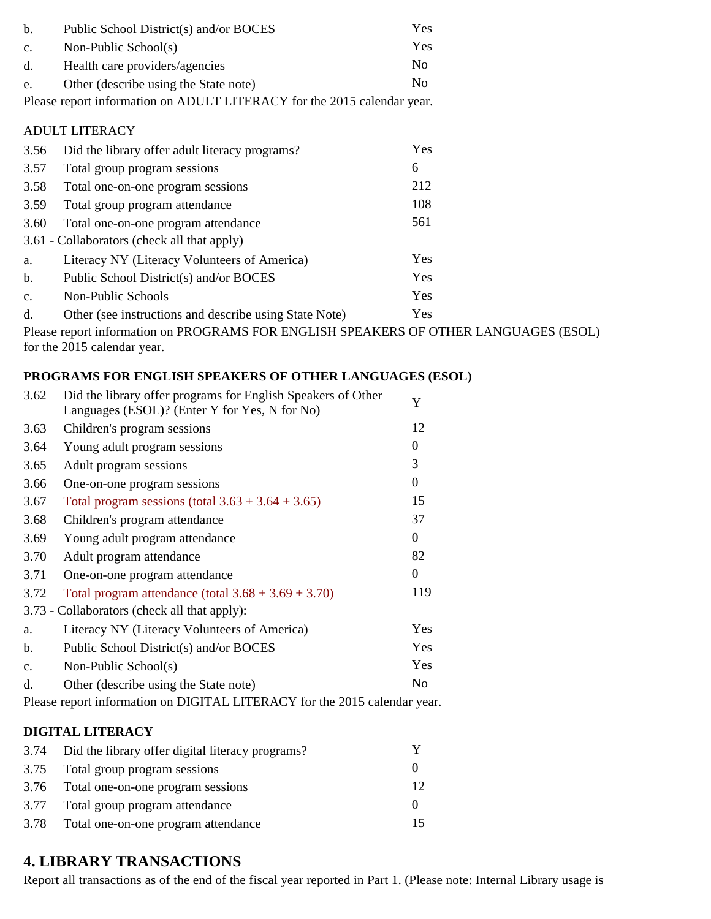| | | |
|---|---|---|
| b. | Public School District(s) and/or BOCES | Yes |
| c. | Non-Public School(s) | Yes |
| d. | Health care providers/agencies | No |
| e. | Other (describe using the State note) | No |

Please report information on ADULT LITERACY for the 2015 calendar year.

ADULT LITERACY

| | | |
|---|---|---|
| 3.56 | Did the library offer adult literacy programs? | Yes |
| 3.57 | Total group program sessions | 6 |
| 3.58 | Total one-on-one program sessions | 212 |
| 3.59 | Total group program attendance | 108 |
| 3.60 | Total one-on-one program attendance | 561 |

3.61 - Collaborators (check all that apply)

| | | |
|---|---|---|
| a. | Literacy NY (Literacy Volunteers of America) | Yes |
| b. | Public School District(s) and/or BOCES | Yes |
| c. | Non-Public Schools | Yes |
| d. | Other (see instructions and describe using State Note) | Yes |

Please report information on PROGRAMS FOR ENGLISH SPEAKERS OF OTHER LANGUAGES (ESOL) for the 2015 calendar year.

**PROGRAMS FOR ENGLISH SPEAKERS OF OTHER LANGUAGES (ESOL)**

| | | |
|---|---|---|
| 3.62 | Did the library offer programs for English Speakers of Other Languages (ESOL)? (Enter Y for Yes, N for No) | Y |
| 3.63 | Children's program sessions | 12 |
| 3.64 | Young adult program sessions | 0 |
| 3.65 | Adult program sessions | 3 |
| 3.66 | One-on-one program sessions | 0 |
| 3.67 | Total program sessions (total 3.63 + 3.64 + 3.65) | 15 |
| 3.68 | Children's program attendance | 37 |
| 3.69 | Young adult program attendance | 0 |
| 3.70 | Adult program attendance | 82 |
| 3.71 | One-on-one program attendance | 0 |
| 3.72 | Total program attendance (total 3.68 + 3.69 + 3.70) | 119 |

3.73 - Collaborators (check all that apply):

| | | |
|---|---|---|
| a. | Literacy NY (Literacy Volunteers of America) | Yes |
| b. | Public School District(s) and/or BOCES | Yes |
| c. | Non-Public School(s) | Yes |
| d. | Other (describe using the State note) | No |

Please report information on DIGITAL LITERACY for the 2015 calendar year.

**DIGITAL LITERACY**

| | | |
|---|---|---|
| 3.74 | Did the library offer digital literacy programs? | Y |
| 3.75 | Total group program sessions | 0 |
| 3.76 | Total one-on-one program sessions | 12 |
| 3.77 | Total group program attendance | 0 |
| 3.78 | Total one-on-one program attendance | 15 |

## 4. LIBRARY TRANSACTIONS

Report all transactions as of the end of the fiscal year reported in Part 1. (Please note: Internal Library usage is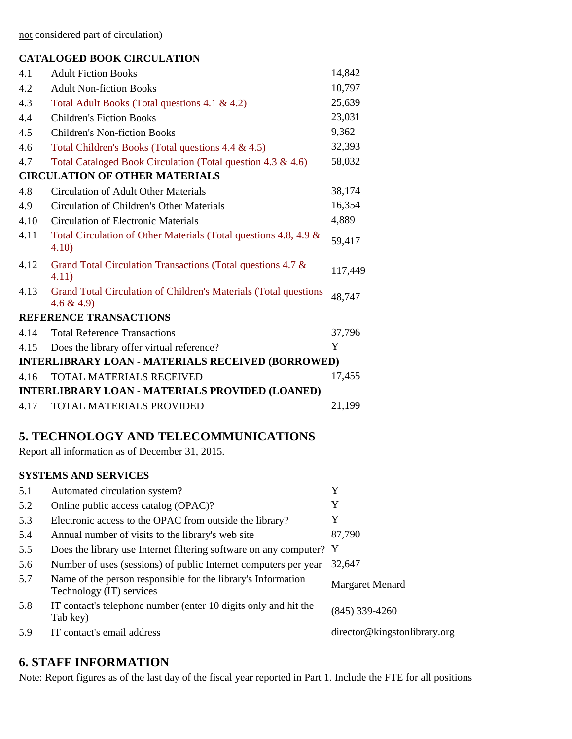not considered part of circulation)

**CATALOGED BOOK CIRCULATION**

| | | |
|---|---|---|
| 4.1 | Adult Fiction Books | 14,842 |
| 4.2 | Adult Non-fiction Books | 10,797 |
| 4.3 | Total Adult Books (Total questions 4.1 & 4.2) | 25,639 |
| 4.4 | Children's Fiction Books | 23,031 |
| 4.5 | Children's Non-fiction Books | 9,362 |
| 4.6 | Total Children's Books (Total questions 4.4 & 4.5) | 32,393 |
| 4.7 | Total Cataloged Book Circulation (Total question 4.3 & 4.6) | 58,032 |

**CIRCULATION OF OTHER MATERIALS**

| | | |
|---|---|---|
| 4.8 | Circulation of Adult Other Materials | 38,174 |
| 4.9 | Circulation of Children's Other Materials | 16,354 |
| 4.10 | Circulation of Electronic Materials | 4,889 |
| 4.11 | Total Circulation of Other Materials (Total questions 4.8, 4.9 & 4.10) | 59,417 |
| 4.12 | Grand Total Circulation Transactions (Total questions 4.7 & 4.11) | 117,449 |
| 4.13 | Grand Total Circulation of Children's Materials (Total questions 4.6 & 4.9) | 48,747 |

**REFERENCE TRANSACTIONS**

| | | |
|---|---|---|
| 4.14 | Total Reference Transactions | 37,796 |
| 4.15 | Does the library offer virtual reference? | Y |

**INTERLIBRARY LOAN - MATERIALS RECEIVED (BORROWED)**

| | | |
|---|---|---|
| 4.16 | TOTAL MATERIALS RECEIVED | 17,455 |

**INTERLIBRARY LOAN - MATERIALS PROVIDED (LOANED)**

| | | |
|---|---|---|
| 4.17 | TOTAL MATERIALS PROVIDED | 21,199 |

## 5. TECHNOLOGY AND TELECOMMUNICATIONS

Report all information as of December 31, 2015.

**SYSTEMS AND SERVICES**

| | | |
|---|---|---|
| 5.1 | Automated circulation system? | Y |
| 5.2 | Online public access catalog (OPAC)? | Y |
| 5.3 | Electronic access to the OPAC from outside the library? | Y |
| 5.4 | Annual number of visits to the library's web site | 87,790 |
| 5.5 | Does the library use Internet filtering software on any computer? | Y |
| 5.6 | Number of uses (sessions) of public Internet computers per year | 32,647 |
| 5.7 | Name of the person responsible for the library's Information Technology (IT) services | Margaret Menard |
| 5.8 | IT contact's telephone number (enter 10 digits only and hit the Tab key) | (845) 339-4260 |
| 5.9 | IT contact's email address | director@kingstonlibrary.org |

## 6. STAFF INFORMATION

Note: Report figures as of the last day of the fiscal year reported in Part 1. Include the FTE for all positions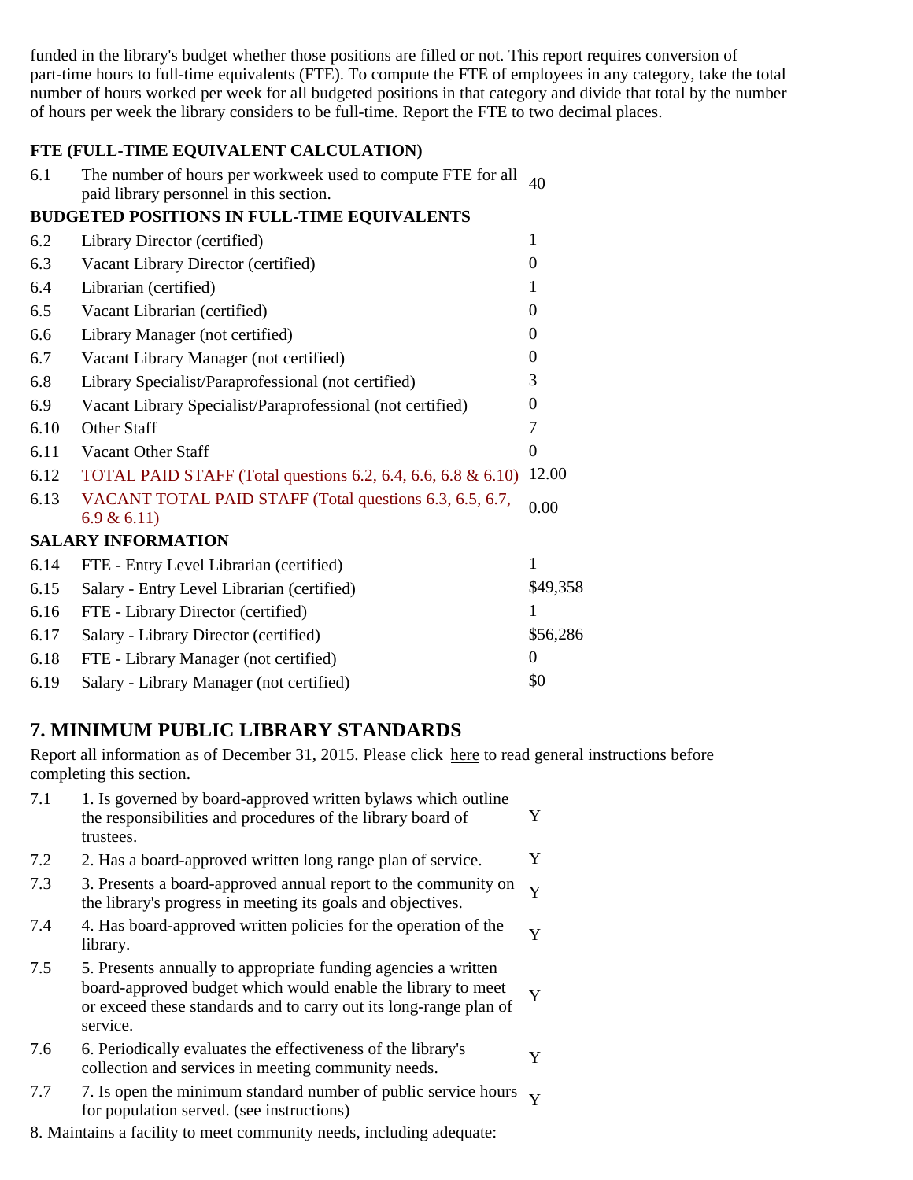funded in the library's budget whether those positions are filled or not. This report requires conversion of part-time hours to full-time equivalents (FTE). To compute the FTE of employees in any category, take the total number of hours worked per week for all budgeted positions in that category and divide that total by the number of hours per week the library considers to be full-time. Report the FTE to two decimal places.

**FTE (FULL-TIME EQUIVALENT CALCULATION)**

| | | |
|---|---|---|
| 6.1 | The number of hours per workweek used to compute FTE for all paid library personnel in this section. | 40 |

**BUDGETED POSITIONS IN FULL-TIME EQUIVALENTS**

| | | |
|---|---|---|
| 6.2 | Library Director (certified) | 1 |
| 6.3 | Vacant Library Director (certified) | 0 |
| 6.4 | Librarian (certified) | 1 |
| 6.5 | Vacant Librarian (certified) | 0 |
| 6.6 | Library Manager (not certified) | 0 |
| 6.7 | Vacant Library Manager (not certified) | 0 |
| 6.8 | Library Specialist/Paraprofessional (not certified) | 3 |
| 6.9 | Vacant Library Specialist/Paraprofessional (not certified) | 0 |
| 6.10 | Other Staff | 7 |
| 6.11 | Vacant Other Staff | 0 |
| 6.12 | TOTAL PAID STAFF (Total questions 6.2, 6.4, 6.6, 6.8 & 6.10) | 12.00 |
| 6.13 | VACANT TOTAL PAID STAFF (Total questions 6.3, 6.5, 6.7, 6.9 & 6.11) | 0.00 |

**SALARY INFORMATION**

| | | |
|---|---|---|
| 6.14 | FTE - Entry Level Librarian (certified) | 1 |
| 6.15 | Salary - Entry Level Librarian (certified) | $49,358 |
| 6.16 | FTE - Library Director (certified) | 1 |
| 6.17 | Salary - Library Director (certified) | $56,286 |
| 6.18 | FTE - Library Manager (not certified) | 0 |
| 6.19 | Salary - Library Manager (not certified) | $0 |

## 7. MINIMUM PUBLIC LIBRARY STANDARDS

Report all information as of December 31, 2015. Please click here to read general instructions before completing this section.

| | | |
|---|---|---|
| 7.1 | 1. Is governed by board-approved written bylaws which outline the responsibilities and procedures of the library board of trustees. | Y |
| 7.2 | 2. Has a board-approved written long range plan of service. | Y |
| 7.3 | 3. Presents a board-approved annual report to the community on the library's progress in meeting its goals and objectives. | Y |
| 7.4 | 4. Has board-approved written policies for the operation of the library. | Y |
| 7.5 | 5. Presents annually to appropriate funding agencies a written board-approved budget which would enable the library to meet or exceed these standards and to carry out its long-range plan of service. | Y |
| 7.6 | 6. Periodically evaluates the effectiveness of the library's collection and services in meeting community needs. | Y |
| 7.7 | 7. Is open the minimum standard number of public service hours for population served. (see instructions) | Y |

8. Maintains a facility to meet community needs, including adequate: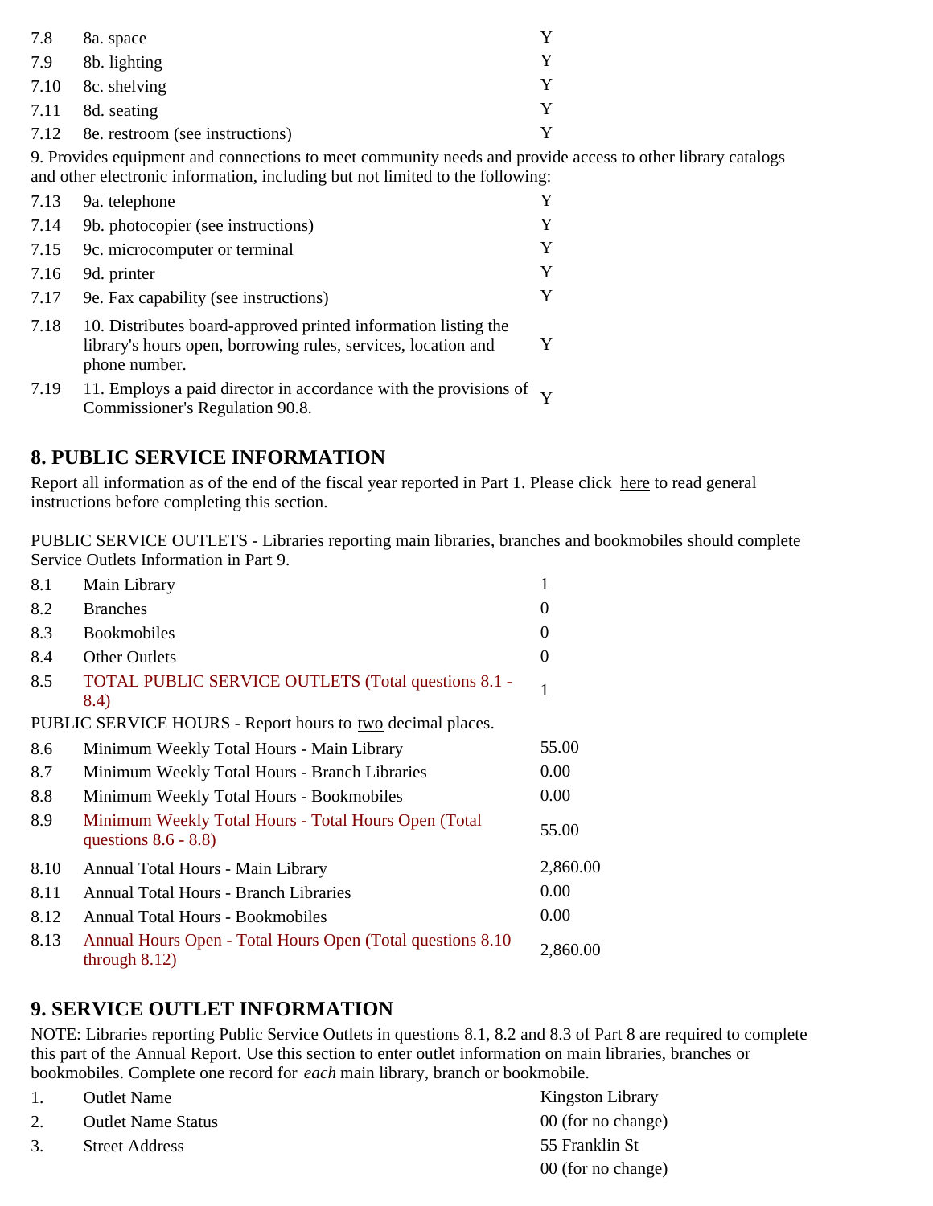| | | |
|---|---|---|
| 7.8 | 8a. space | Y |
| 7.9 | 8b. lighting | Y |
| 7.10 | 8c. shelving | Y |
| 7.11 | 8d. seating | Y |
| 7.12 | 8e. restroom (see instructions) | Y |

9. Provides equipment and connections to meet community needs and provide access to other library catalogs and other electronic information, including but not limited to the following:

| | | |
|---|---|---|
| 7.13 | 9a. telephone | Y |
| 7.14 | 9b. photocopier (see instructions) | Y |
| 7.15 | 9c. microcomputer or terminal | Y |
| 7.16 | 9d. printer | Y |
| 7.17 | 9e. Fax capability (see instructions) | Y |
| 7.18 | 10. Distributes board-approved printed information listing the library's hours open, borrowing rules, services, location and phone number. | Y |
| 7.19 | 11. Employs a paid director in accordance with the provisions of Commissioner's Regulation 90.8. | Y |

## 8. PUBLIC SERVICE INFORMATION

Report all information as of the end of the fiscal year reported in Part 1. Please click here to read general instructions before completing this section.

PUBLIC SERVICE OUTLETS - Libraries reporting main libraries, branches and bookmobiles should complete Service Outlets Information in Part 9.

| | | |
|---|---|---|
| 8.1 | Main Library | 1 |
| 8.2 | Branches | 0 |
| 8.3 | Bookmobiles | 0 |
| 8.4 | Other Outlets | 0 |
| 8.5 | TOTAL PUBLIC SERVICE OUTLETS (Total questions 8.1 - 8.4) | 1 |

PUBLIC SERVICE HOURS - Report hours to two decimal places.

| | | |
|---|---|---|
| 8.6 | Minimum Weekly Total Hours - Main Library | 55.00 |
| 8.7 | Minimum Weekly Total Hours - Branch Libraries | 0.00 |
| 8.8 | Minimum Weekly Total Hours - Bookmobiles | 0.00 |
| 8.9 | Minimum Weekly Total Hours - Total Hours Open (Total questions 8.6 - 8.8) | 55.00 |
| 8.10 | Annual Total Hours - Main Library | 2,860.00 |
| 8.11 | Annual Total Hours - Branch Libraries | 0.00 |
| 8.12 | Annual Total Hours - Bookmobiles | 0.00 |
| 8.13 | Annual Hours Open - Total Hours Open (Total questions 8.10 through 8.12) | 2,860.00 |

## 9. SERVICE OUTLET INFORMATION

NOTE: Libraries reporting Public Service Outlets in questions 8.1, 8.2 and 8.3 of Part 8 are required to complete this part of the Annual Report. Use this section to enter outlet information on main libraries, branches or bookmobiles. Complete one record for *each* main library, branch or bookmobile.

| | | |
|---|---|---|
| 1. | Outlet Name | Kingston Library |
| 2. | Outlet Name Status | 00 (for no change) |
| 3. | Street Address | 55 Franklin St |
| | | 00 (for no change) |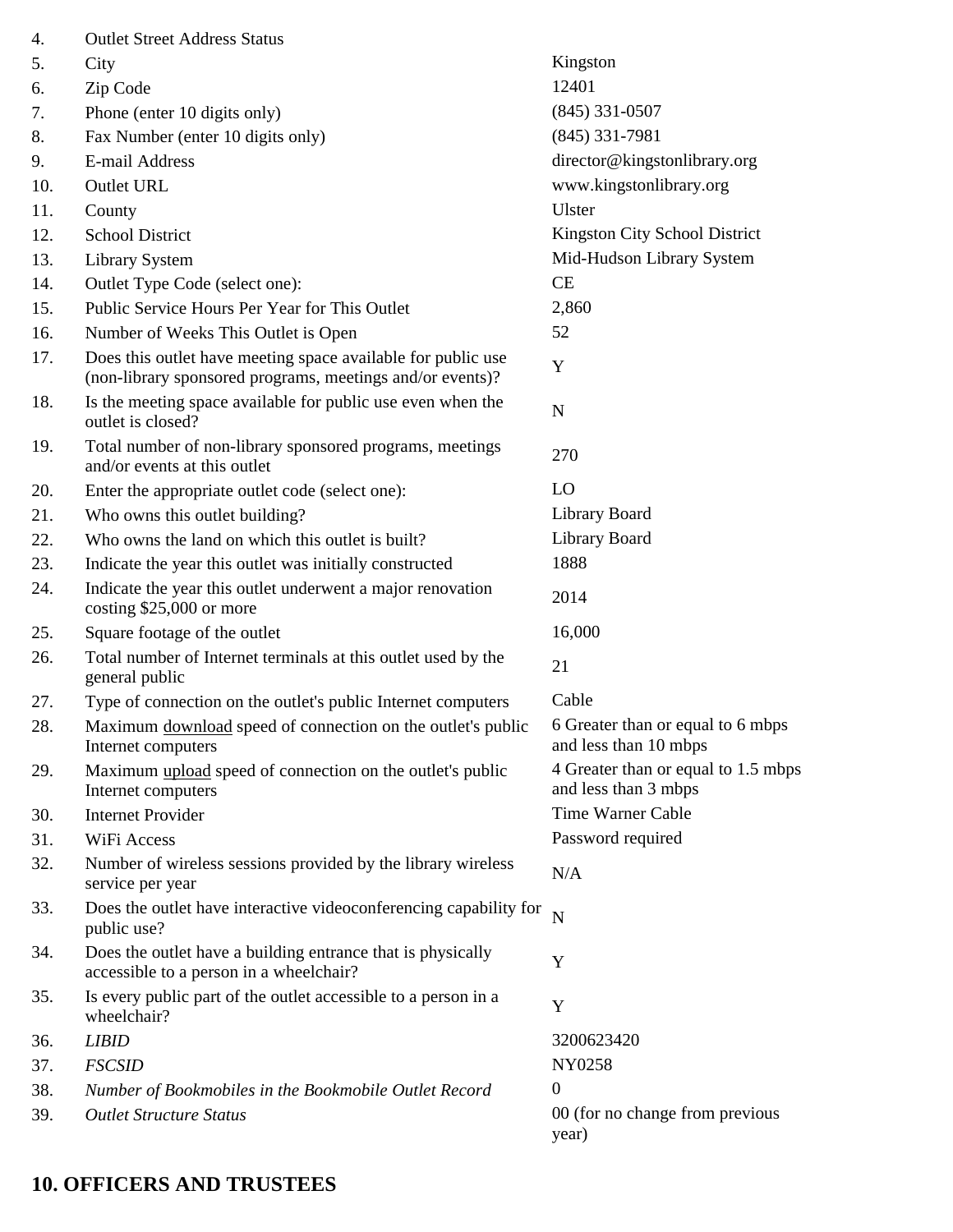| | | |
|---|---|---|
| 4. | Outlet Street Address Status | |
| 5. | City | Kingston |
| 6. | Zip Code | 12401 |
| 7. | Phone (enter 10 digits only) | (845) 331-0507 |
| 8. | Fax Number (enter 10 digits only) | (845) 331-7981 |
| 9. | E-mail Address | director@kingstonlibrary.org |
| 10. | Outlet URL | www.kingstonlibrary.org |
| 11. | County | Ulster |
| 12. | School District | Kingston City School District |
| 13. | Library System | Mid-Hudson Library System |
| 14. | Outlet Type Code (select one): | CE |
| 15. | Public Service Hours Per Year for This Outlet | 2,860 |
| 16. | Number of Weeks This Outlet is Open | 52 |
| 17. | Does this outlet have meeting space available for public use (non-library sponsored programs, meetings and/or events)? | Y |
| 18. | Is the meeting space available for public use even when the outlet is closed? | N |
| 19. | Total number of non-library sponsored programs, meetings and/or events at this outlet | 270 |
| 20. | Enter the appropriate outlet code (select one): | LO |
| 21. | Who owns this outlet building? | Library Board |
| 22. | Who owns the land on which this outlet is built? | Library Board |
| 23. | Indicate the year this outlet was initially constructed | 1888 |
| 24. | Indicate the year this outlet underwent a major renovation costing $25,000 or more | 2014 |
| 25. | Square footage of the outlet | 16,000 |
| 26. | Total number of Internet terminals at this outlet used by the general public | 21 |
| 27. | Type of connection on the outlet's public Internet computers | Cable |
| 28. | Maximum download speed of connection on the outlet's public Internet computers | 6 Greater than or equal to 6 mbps and less than 10 mbps |
| 29. | Maximum upload speed of connection on the outlet's public Internet computers | 4 Greater than or equal to 1.5 mbps and less than 3 mbps |
| 30. | Internet Provider | Time Warner Cable |
| 31. | WiFi Access | Password required |
| 32. | Number of wireless sessions provided by the library wireless service per year | N/A |
| 33. | Does the outlet have interactive videoconferencing capability for public use? | N |
| 34. | Does the outlet have a building entrance that is physically accessible to a person in a wheelchair? | Y |
| 35. | Is every public part of the outlet accessible to a person in a wheelchair? | Y |
| 36. | *LIBID* | 3200623420 |
| 37. | *FSCSID* | NY0258 |
| 38. | *Number of Bookmobiles in the Bookmobile Outlet Record* | 0 |
| 39. | *Outlet Structure Status* | 00 (for no change from previous year) |

## 10. OFFICERS AND TRUSTEES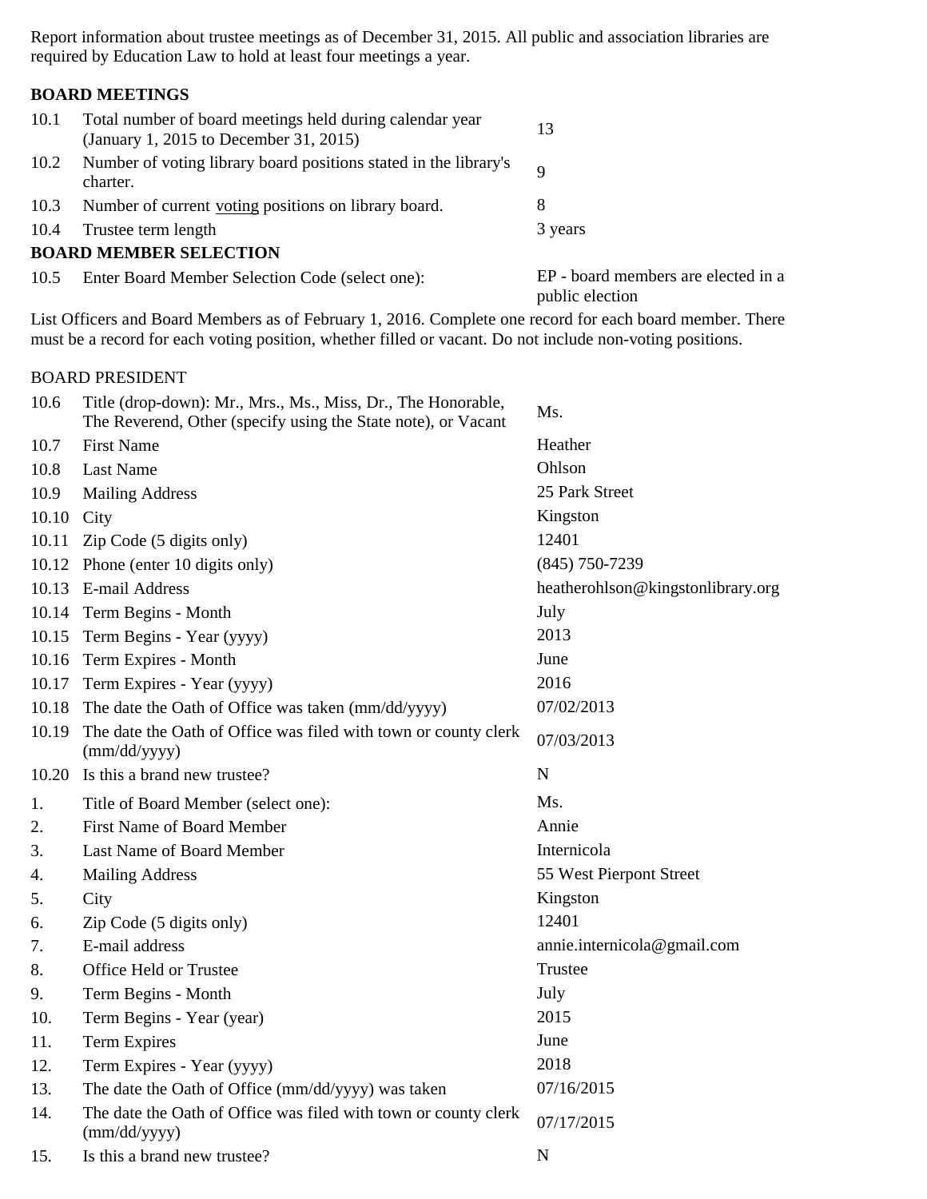Report information about trustee meetings as of December 31, 2015. All public and association libraries are required by Education Law to hold at least four meetings a year.

**BOARD MEETINGS**

| | | |
|---|---|---|
| 10.1 | Total number of board meetings held during calendar year (January 1, 2015 to December 31, 2015) | 13 |
| 10.2 | Number of voting library board positions stated in the library's charter. | 9 |
| 10.3 | Number of current voting positions on library board. | 8 |
| 10.4 | Trustee term length | 3 years |

**BOARD MEMBER SELECTION**

| | | |
|---|---|---|
| 10.5 | Enter Board Member Selection Code (select one): | EP - board members are elected in a public election |

List Officers and Board Members as of February 1, 2016. Complete one record for each board member. There must be a record for each voting position, whether filled or vacant. Do not include non-voting positions.

BOARD PRESIDENT

| | | |
|---|---|---|
| 10.6 | Title (drop-down): Mr., Mrs., Ms., Miss, Dr., The Honorable, The Reverend, Other (specify using the State note), or Vacant | Ms. |
| 10.7 | First Name | Heather |
| 10.8 | Last Name | Ohlson |
| 10.9 | Mailing Address | 25 Park Street |
| 10.10 | City | Kingston |
| 10.11 | Zip Code (5 digits only) | 12401 |
| 10.12 | Phone (enter 10 digits only) | (845) 750-7239 |
| 10.13 | E-mail Address | heatherohlson@kingstonlibrary.org |
| 10.14 | Term Begins - Month | July |
| 10.15 | Term Begins - Year (yyyy) | 2013 |
| 10.16 | Term Expires - Month | June |
| 10.17 | Term Expires - Year (yyyy) | 2016 |
| 10.18 | The date the Oath of Office was taken (mm/dd/yyyy) | 07/02/2013 |
| 10.19 | The date the Oath of Office was filed with town or county clerk (mm/dd/yyyy) | 07/03/2013 |
| 10.20 | Is this a brand new trustee? | N |

| | | |
|---|---|---|
| 1. | Title of Board Member (select one): | Ms. |
| 2. | First Name of Board Member | Annie |
| 3. | Last Name of Board Member | Internicola |
| 4. | Mailing Address | 55 West Pierpont Street |
| 5. | City | Kingston |
| 6. | Zip Code (5 digits only) | 12401 |
| 7. | E-mail address | annie.internicola@gmail.com |
| 8. | Office Held or Trustee | Trustee |
| 9. | Term Begins - Month | July |
| 10. | Term Begins - Year (year) | 2015 |
| 11. | Term Expires | June |
| 12. | Term Expires - Year (yyyy) | 2018 |
| 13. | The date the Oath of Office (mm/dd/yyyy) was taken | 07/16/2015 |
| 14. | The date the Oath of Office was filed with town or county clerk (mm/dd/yyyy) | 07/17/2015 |
| 15. | Is this a brand new trustee? | N |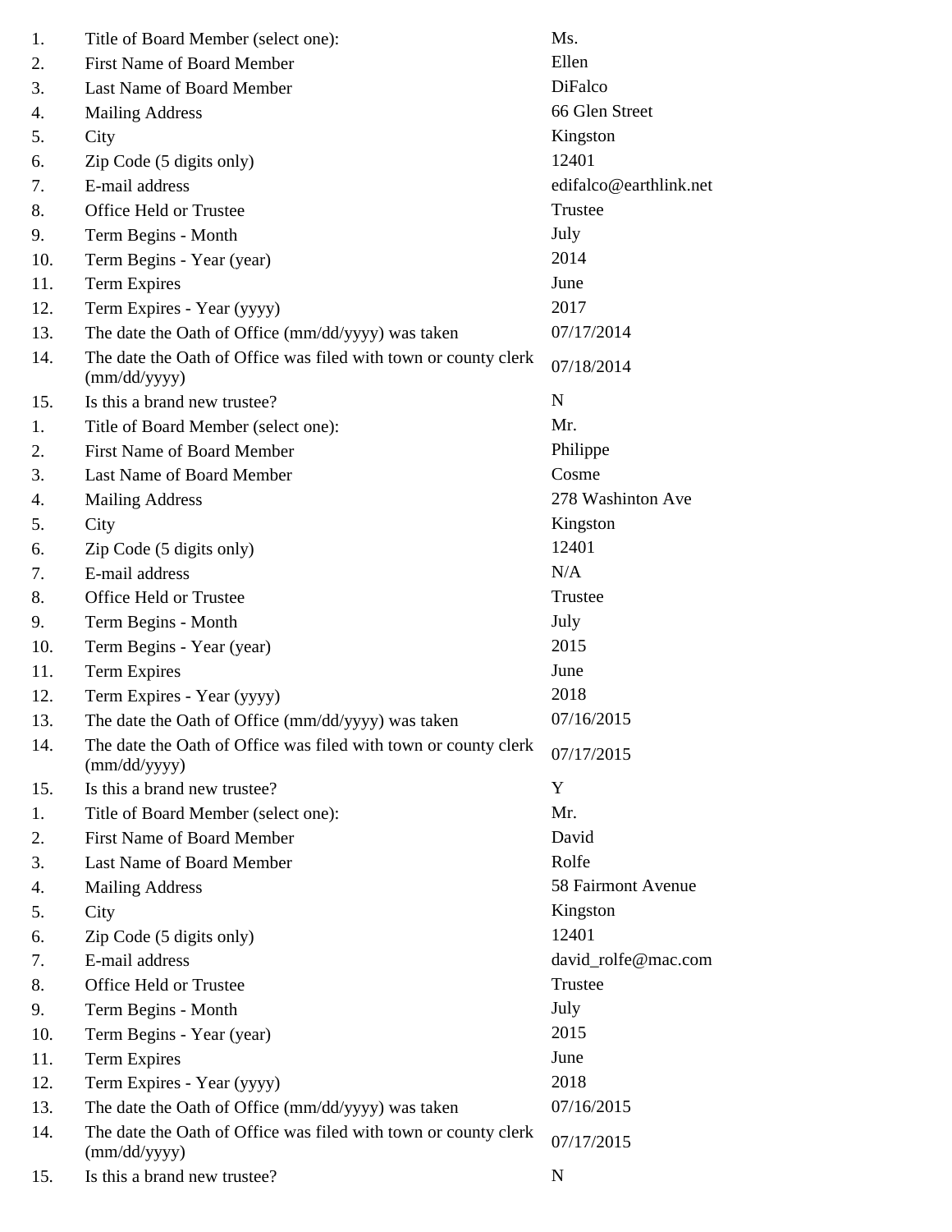| | | |
|---|---|---|
| 1. | Title of Board Member (select one): | Ms. |
| 2. | First Name of Board Member | Ellen |
| 3. | Last Name of Board Member | DiFalco |
| 4. | Mailing Address | 66 Glen Street |
| 5. | City | Kingston |
| 6. | Zip Code (5 digits only) | 12401 |
| 7. | E-mail address | edifalco@earthlink.net |
| 8. | Office Held or Trustee | Trustee |
| 9. | Term Begins - Month | July |
| 10. | Term Begins - Year (year) | 2014 |
| 11. | Term Expires | June |
| 12. | Term Expires - Year (yyyy) | 2017 |
| 13. | The date the Oath of Office (mm/dd/yyyy) was taken | 07/17/2014 |
| 14. | The date the Oath of Office was filed with town or county clerk (mm/dd/yyyy) | 07/18/2014 |
| 15. | Is this a brand new trustee? | N |
| 1. | Title of Board Member (select one): | Mr. |
| 2. | First Name of Board Member | Philippe |
| 3. | Last Name of Board Member | Cosme |
| 4. | Mailing Address | 278 Washinton Ave |
| 5. | City | Kingston |
| 6. | Zip Code (5 digits only) | 12401 |
| 7. | E-mail address | N/A |
| 8. | Office Held or Trustee | Trustee |
| 9. | Term Begins - Month | July |
| 10. | Term Begins - Year (year) | 2015 |
| 11. | Term Expires | June |
| 12. | Term Expires - Year (yyyy) | 2018 |
| 13. | The date the Oath of Office (mm/dd/yyyy) was taken | 07/16/2015 |
| 14. | The date the Oath of Office was filed with town or county clerk (mm/dd/yyyy) | 07/17/2015 |
| 15. | Is this a brand new trustee? | Y |
| 1. | Title of Board Member (select one): | Mr. |
| 2. | First Name of Board Member | David |
| 3. | Last Name of Board Member | Rolfe |
| 4. | Mailing Address | 58 Fairmont Avenue |
| 5. | City | Kingston |
| 6. | Zip Code (5 digits only) | 12401 |
| 7. | E-mail address | david_rolfe@mac.com |
| 8. | Office Held or Trustee | Trustee |
| 9. | Term Begins - Month | July |
| 10. | Term Begins - Year (year) | 2015 |
| 11. | Term Expires | June |
| 12. | Term Expires - Year (yyyy) | 2018 |
| 13. | The date the Oath of Office (mm/dd/yyyy) was taken | 07/16/2015 |
| 14. | The date the Oath of Office was filed with town or county clerk (mm/dd/yyyy) | 07/17/2015 |
| 15. | Is this a brand new trustee? | N |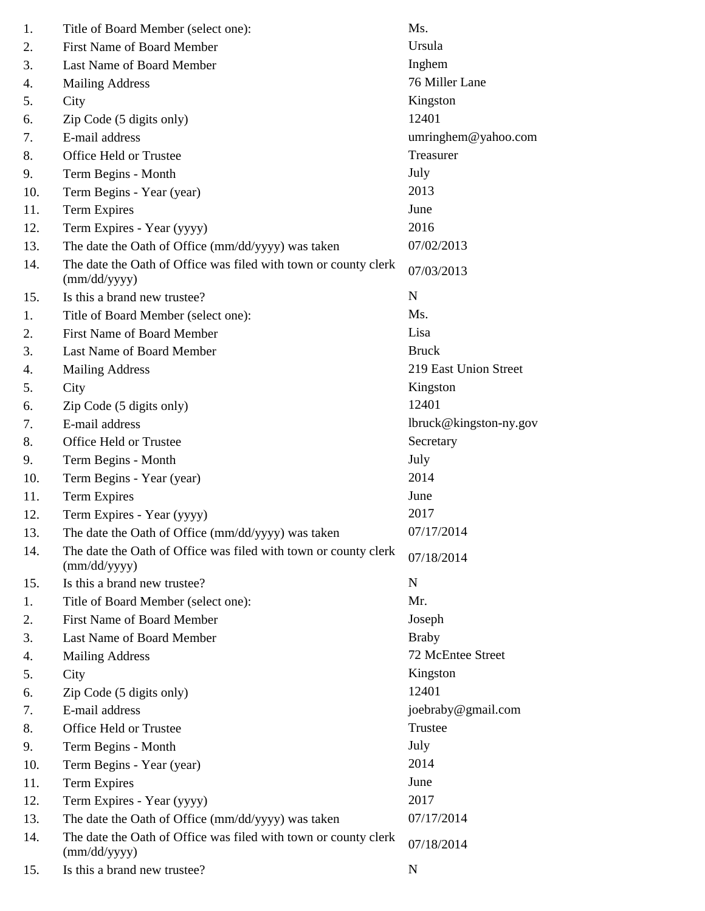| | | |
|---|---|---|
| 1. | Title of Board Member (select one): | Ms. |
| 2. | First Name of Board Member | Ursula |
| 3. | Last Name of Board Member | Inghem |
| 4. | Mailing Address | 76 Miller Lane |
| 5. | City | Kingston |
| 6. | Zip Code (5 digits only) | 12401 |
| 7. | E-mail address | umringhem@yahoo.com |
| 8. | Office Held or Trustee | Treasurer |
| 9. | Term Begins - Month | July |
| 10. | Term Begins - Year (year) | 2013 |
| 11. | Term Expires | June |
| 12. | Term Expires - Year (yyyy) | 2016 |
| 13. | The date the Oath of Office (mm/dd/yyyy) was taken | 07/02/2013 |
| 14. | The date the Oath of Office was filed with town or county clerk (mm/dd/yyyy) | 07/03/2013 |
| 15. | Is this a brand new trustee? | N |
| 1. | Title of Board Member (select one): | Ms. |
| 2. | First Name of Board Member | Lisa |
| 3. | Last Name of Board Member | Bruck |
| 4. | Mailing Address | 219 East Union Street |
| 5. | City | Kingston |
| 6. | Zip Code (5 digits only) | 12401 |
| 7. | E-mail address | lbruck@kingston-ny.gov |
| 8. | Office Held or Trustee | Secretary |
| 9. | Term Begins - Month | July |
| 10. | Term Begins - Year (year) | 2014 |
| 11. | Term Expires | June |
| 12. | Term Expires - Year (yyyy) | 2017 |
| 13. | The date the Oath of Office (mm/dd/yyyy) was taken | 07/17/2014 |
| 14. | The date the Oath of Office was filed with town or county clerk (mm/dd/yyyy) | 07/18/2014 |
| 15. | Is this a brand new trustee? | N |
| 1. | Title of Board Member (select one): | Mr. |
| 2. | First Name of Board Member | Joseph |
| 3. | Last Name of Board Member | Braby |
| 4. | Mailing Address | 72 McEntee Street |
| 5. | City | Kingston |
| 6. | Zip Code (5 digits only) | 12401 |
| 7. | E-mail address | joebraby@gmail.com |
| 8. | Office Held or Trustee | Trustee |
| 9. | Term Begins - Month | July |
| 10. | Term Begins - Year (year) | 2014 |
| 11. | Term Expires | June |
| 12. | Term Expires - Year (yyyy) | 2017 |
| 13. | The date the Oath of Office (mm/dd/yyyy) was taken | 07/17/2014 |
| 14. | The date the Oath of Office was filed with town or county clerk (mm/dd/yyyy) | 07/18/2014 |
| 15. | Is this a brand new trustee? | N |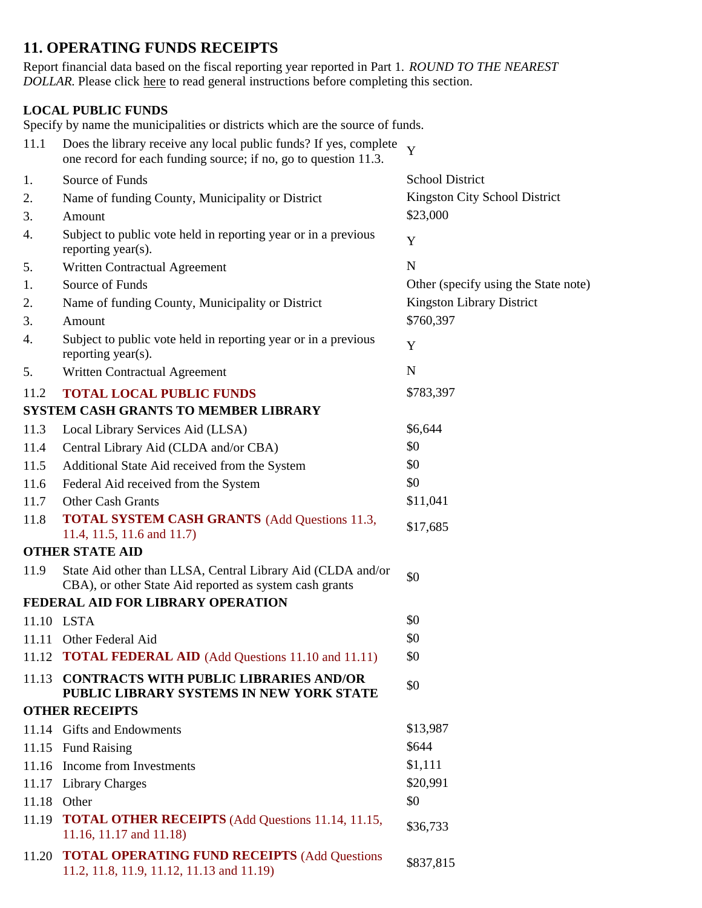## 11. OPERATING FUNDS RECEIPTS

Report financial data based on the fiscal reporting year reported in Part 1. *ROUND TO THE NEAREST DOLLAR.* Please click here to read general instructions before completing this section.

**LOCAL PUBLIC FUNDS**

Specify by name the municipalities or districts which are the source of funds.

| | | |
|---|---|---|
| 11.1 | Does the library receive any local public funds? If yes, complete one record for each funding source; if no, go to question 11.3. | Y |
| 1. | Source of Funds | School District |
| 2. | Name of funding County, Municipality or District | Kingston City School District |
| 3. | Amount | $23,000 |
| 4. | Subject to public vote held in reporting year or in a previous reporting year(s). | Y |
| 5. | Written Contractual Agreement | N |
| 1. | Source of Funds | Other (specify using the State note) |
| 2. | Name of funding County, Municipality or District | Kingston Library District |
| 3. | Amount | $760,397 |
| 4. | Subject to public vote held in reporting year or in a previous reporting year(s). | Y |
| 5. | Written Contractual Agreement | N |
| 11.2 | **TOTAL LOCAL PUBLIC FUNDS** | $783,397 |

**SYSTEM CASH GRANTS TO MEMBER LIBRARY**

| | | |
|---|---|---|
| 11.3 | Local Library Services Aid (LLSA) | $6,644 |
| 11.4 | Central Library Aid (CLDA and/or CBA) | $0 |
| 11.5 | Additional State Aid received from the System | $0 |
| 11.6 | Federal Aid received from the System | $0 |
| 11.7 | Other Cash Grants | $11,041 |
| 11.8 | **TOTAL SYSTEM CASH GRANTS** (Add Questions 11.3, 11.4, 11.5, 11.6 and 11.7) | $17,685 |

**OTHER STATE AID**

| | | |
|---|---|---|
| 11.9 | State Aid other than LLSA, Central Library Aid (CLDA and/or CBA), or other State Aid reported as system cash grants | $0 |

**FEDERAL AID FOR LIBRARY OPERATION**

| | | |
|---|---|---|
| 11.10 | LSTA | $0 |
| 11.11 | Other Federal Aid | $0 |
| 11.12 | **TOTAL FEDERAL AID** (Add Questions 11.10 and 11.11) | $0 |
| 11.13 | **CONTRACTS WITH PUBLIC LIBRARIES AND/OR PUBLIC LIBRARY SYSTEMS IN NEW YORK STATE** | $0 |

**OTHER RECEIPTS**

| | | |
|---|---|---|
| 11.14 | Gifts and Endowments | $13,987 |
| 11.15 | Fund Raising | $644 |
| 11.16 | Income from Investments | $1,111 |
| 11.17 | Library Charges | $20,991 |
| 11.18 | Other | $0 |
| 11.19 | **TOTAL OTHER RECEIPTS** (Add Questions 11.14, 11.15, 11.16, 11.17 and 11.18) | $36,733 |
| 11.20 | **TOTAL OPERATING FUND RECEIPTS** (Add Questions 11.2, 11.8, 11.9, 11.12, 11.13 and 11.19) | $837,815 |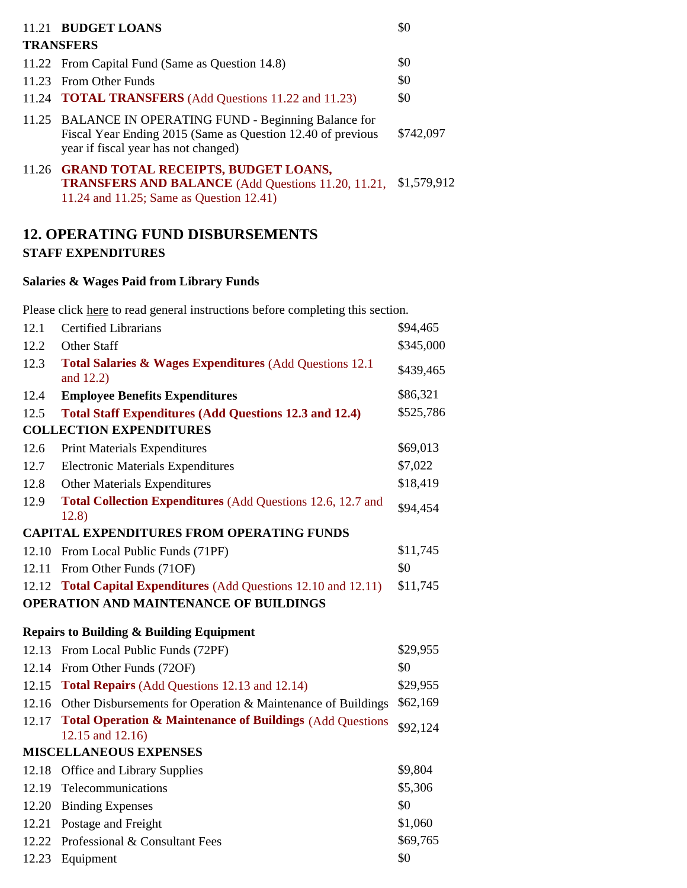| | | |
|---|---|---|
| 11.21 | **BUDGET LOANS** | $0 |
| **TRANSFERS** | | |
| 11.22 | From Capital Fund (Same as Question 14.8) | $0 |
| 11.23 | From Other Funds | $0 |
| 11.24 | **TOTAL TRANSFERS** (Add Questions 11.22 and 11.23) | $0 |
| 11.25 | BALANCE IN OPERATING FUND - Beginning Balance for Fiscal Year Ending 2015 (Same as Question 12.40 of previous year if fiscal year has not changed) | $742,097 |
| 11.26 | **GRAND TOTAL RECEIPTS, BUDGET LOANS, TRANSFERS AND BALANCE** (Add Questions 11.20, 11.21, 11.24 and 11.25; Same as Question 12.41) | $1,579,912 |

## 12. OPERATING FUND DISBURSEMENTS

### STAFF EXPENDITURES

**Salaries & Wages Paid from Library Funds**

Please click here to read general instructions before completing this section.

| | | |
|---|---|---|
| 12.1 | Certified Librarians | $94,465 |
| 12.2 | Other Staff | $345,000 |
| 12.3 | **Total Salaries & Wages Expenditures** (Add Questions 12.1 and 12.2) | $439,465 |
| 12.4 | **Employee Benefits Expenditures** | $86,321 |
| 12.5 | **Total Staff Expenditures (Add Questions 12.3 and 12.4)** | $525,786 |
| **COLLECTION EXPENDITURES** | | |
| 12.6 | Print Materials Expenditures | $69,013 |
| 12.7 | Electronic Materials Expenditures | $7,022 |
| 12.8 | Other Materials Expenditures | $18,419 |
| 12.9 | **Total Collection Expenditures** (Add Questions 12.6, 12.7 and 12.8) | $94,454 |
| **CAPITAL EXPENDITURES FROM OPERATING FUNDS** | | |
| 12.10 | From Local Public Funds (71PF) | $11,745 |
| 12.11 | From Other Funds (71OF) | $0 |
| 12.12 | **Total Capital Expenditures** (Add Questions 12.10 and 12.11) | $11,745 |

### OPERATION AND MAINTENANCE OF BUILDINGS

**Repairs to Building & Building Equipment**

| | | |
|---|---|---|
| 12.13 | From Local Public Funds (72PF) | $29,955 |
| 12.14 | From Other Funds (72OF) | $0 |
| 12.15 | **Total Repairs** (Add Questions 12.13 and 12.14) | $29,955 |
| 12.16 | Other Disbursements for Operation & Maintenance of Buildings | $62,169 |
| 12.17 | **Total Operation & Maintenance of Buildings** (Add Questions 12.15 and 12.16) | $92,124 |
| **MISCELLANEOUS EXPENSES** | | |
| 12.18 | Office and Library Supplies | $9,804 |
| 12.19 | Telecommunications | $5,306 |
| 12.20 | Binding Expenses | $0 |
| 12.21 | Postage and Freight | $1,060 |
| 12.22 | Professional & Consultant Fees | $69,765 |
| 12.23 | Equipment | $0 |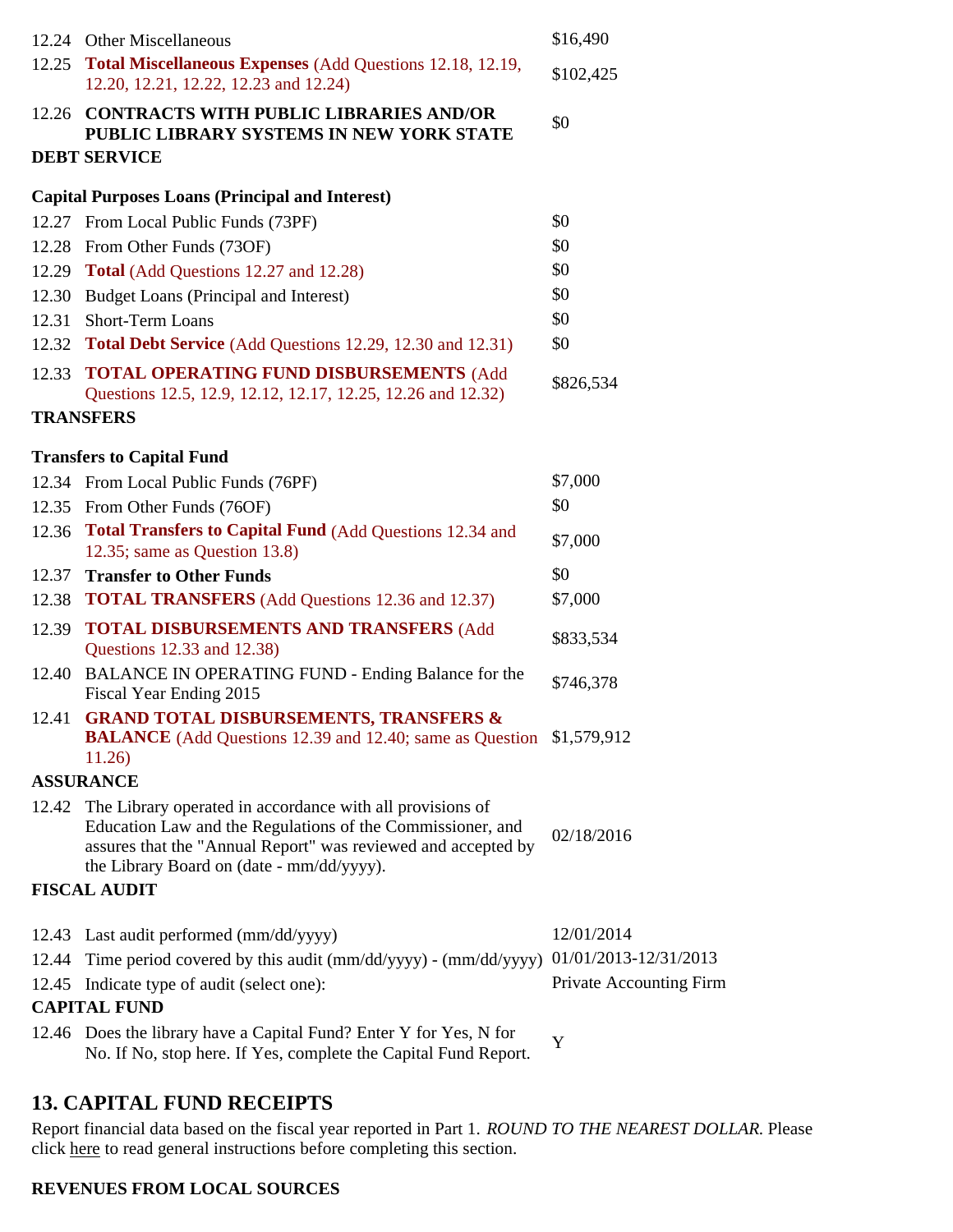| | | |
|---|---|---|
| 12.24 | Other Miscellaneous | $16,490 |
| 12.25 | **Total Miscellaneous Expenses** (Add Questions 12.18, 12.19, 12.20, 12.21, 12.22, 12.23 and 12.24) | $102,425 |
| 12.26 | **CONTRACTS WITH PUBLIC LIBRARIES AND/OR PUBLIC LIBRARY SYSTEMS IN NEW YORK STATE** | $0 |

**DEBT SERVICE**

**Capital Purposes Loans (Principal and Interest)**

| | | |
|---|---|---|
| 12.27 | From Local Public Funds (73PF) | $0 |
| 12.28 | From Other Funds (73OF) | $0 |
| 12.29 | **Total** (Add Questions 12.27 and 12.28) | $0 |
| 12.30 | Budget Loans (Principal and Interest) | $0 |
| 12.31 | Short-Term Loans | $0 |
| 12.32 | **Total Debt Service** (Add Questions 12.29, 12.30 and 12.31) | $0 |
| 12.33 | **TOTAL OPERATING FUND DISBURSEMENTS** (Add Questions 12.5, 12.9, 12.12, 12.17, 12.25, 12.26 and 12.32) | $826,534 |

**TRANSFERS**

**Transfers to Capital Fund**

| | | |
|---|---|---|
| 12.34 | From Local Public Funds (76PF) | $7,000 |
| 12.35 | From Other Funds (76OF) | $0 |
| 12.36 | **Total Transfers to Capital Fund** (Add Questions 12.34 and 12.35; same as Question 13.8) | $7,000 |
| 12.37 | **Transfer to Other Funds** | $0 |
| 12.38 | **TOTAL TRANSFERS** (Add Questions 12.36 and 12.37) | $7,000 |
| 12.39 | **TOTAL DISBURSEMENTS AND TRANSFERS** (Add Questions 12.33 and 12.38) | $833,534 |
| 12.40 | BALANCE IN OPERATING FUND - Ending Balance for the Fiscal Year Ending 2015 | $746,378 |
| 12.41 | **GRAND TOTAL DISBURSEMENTS, TRANSFERS & BALANCE** (Add Questions 12.39 and 12.40; same as Question 11.26) | $1,579,912 |

**ASSURANCE**

| | | |
|---|---|---|
| 12.42 | The Library operated in accordance with all provisions of Education Law and the Regulations of the Commissioner, and assures that the "Annual Report" was reviewed and accepted by the Library Board on (date - mm/dd/yyyy). | 02/18/2016 |

**FISCAL AUDIT**

| | | |
|---|---|---|
| 12.43 | Last audit performed (mm/dd/yyyy) | 12/01/2014 |
| 12.44 | Time period covered by this audit (mm/dd/yyyy) - (mm/dd/yyyy) | 01/01/2013-12/31/2013 |
| 12.45 | Indicate type of audit (select one): | Private Accounting Firm |

**CAPITAL FUND**

| | | |
|---|---|---|
| 12.46 | Does the library have a Capital Fund? Enter Y for Yes, N for No. If No, stop here. If Yes, complete the Capital Fund Report. | Y |

## 13. CAPITAL FUND RECEIPTS

Report financial data based on the fiscal year reported in Part 1. *ROUND TO THE NEAREST DOLLAR.* Please click here to read general instructions before completing this section.

**REVENUES FROM LOCAL SOURCES**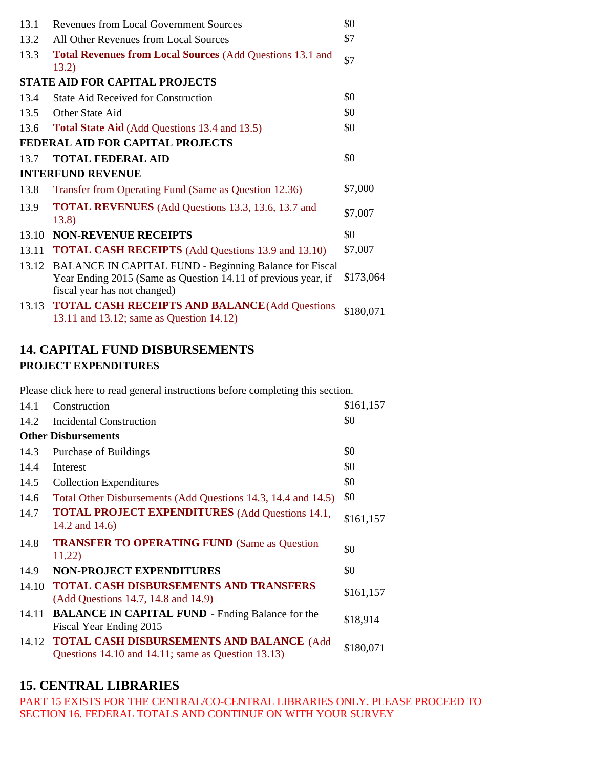| | | |
|---|---|---|
| 13.1 | Revenues from Local Government Sources | $0 |
| 13.2 | All Other Revenues from Local Sources | $7 |
| 13.3 | **Total Revenues from Local Sources** (Add Questions 13.1 and 13.2) | $7 |
| **STATE AID FOR CAPITAL PROJECTS** | | |
| 13.4 | State Aid Received for Construction | $0 |
| 13.5 | Other State Aid | $0 |
| 13.6 | **Total State Aid** (Add Questions 13.4 and 13.5) | $0 |
| **FEDERAL AID FOR CAPITAL PROJECTS** | | |
| 13.7 | **TOTAL FEDERAL AID** | $0 |
| **INTERFUND REVENUE** | | |
| 13.8 | Transfer from Operating Fund (Same as Question 12.36) | $7,000 |
| 13.9 | **TOTAL REVENUES** (Add Questions 13.3, 13.6, 13.7 and 13.8) | $7,007 |
| 13.10 | **NON-REVENUE RECEIPTS** | $0 |
| 13.11 | **TOTAL CASH RECEIPTS** (Add Questions 13.9 and 13.10) | $7,007 |
| 13.12 | BALANCE IN CAPITAL FUND - Beginning Balance for Fiscal Year Ending 2015 (Same as Question 14.11 of previous year, if fiscal year has not changed) | $173,064 |
| 13.13 | **TOTAL CASH RECEIPTS AND BALANCE** (Add Questions 13.11 and 13.12; same as Question 14.12) | $180,071 |

## 14. CAPITAL FUND DISBURSEMENTS

### PROJECT EXPENDITURES

Please click here to read general instructions before completing this section.

| | | |
|---|---|---|
| 14.1 | Construction | $161,157 |
| 14.2 | Incidental Construction | $0 |
| **Other Disbursements** | | |
| 14.3 | Purchase of Buildings | $0 |
| 14.4 | Interest | $0 |
| 14.5 | Collection Expenditures | $0 |
| 14.6 | Total Other Disbursements (Add Questions 14.3, 14.4 and 14.5) | $0 |
| 14.7 | **TOTAL PROJECT EXPENDITURES** (Add Questions 14.1, 14.2 and 14.6) | $161,157 |
| 14.8 | **TRANSFER TO OPERATING FUND** (Same as Question 11.22) | $0 |
| 14.9 | **NON-PROJECT EXPENDITURES** | $0 |
| 14.10 | **TOTAL CASH DISBURSEMENTS AND TRANSFERS** (Add Questions 14.7, 14.8 and 14.9) | $161,157 |
| 14.11 | **BALANCE IN CAPITAL FUND** - Ending Balance for the Fiscal Year Ending 2015 | $18,914 |
| 14.12 | **TOTAL CASH DISBURSEMENTS AND BALANCE** (Add Questions 14.10 and 14.11; same as Question 13.13) | $180,071 |

## 15. CENTRAL LIBRARIES

PART 15 EXISTS FOR THE CENTRAL/CO-CENTRAL LIBRARIES ONLY. PLEASE PROCEED TO SECTION 16. FEDERAL TOTALS AND CONTINUE ON WITH YOUR SURVEY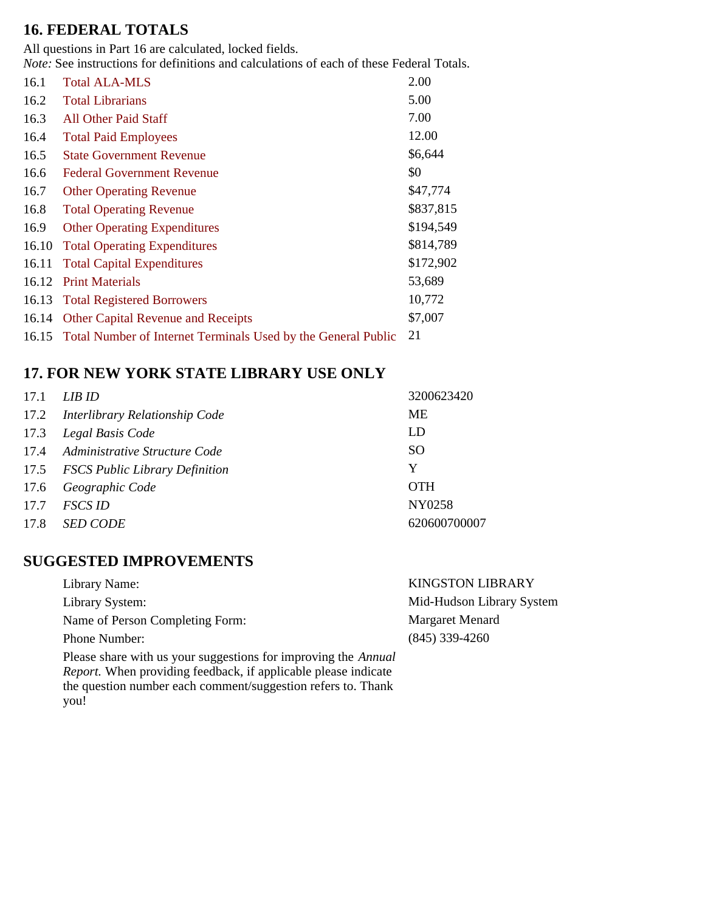## 16. FEDERAL TOTALS

All questions in Part 16 are calculated, locked fields.
*Note:* See instructions for definitions and calculations of each of these Federal Totals.

| | | |
|---|---|---|
| 16.1 | Total ALA-MLS | 2.00 |
| 16.2 | Total Librarians | 5.00 |
| 16.3 | All Other Paid Staff | 7.00 |
| 16.4 | Total Paid Employees | 12.00 |
| 16.5 | State Government Revenue | $6,644 |
| 16.6 | Federal Government Revenue | $0 |
| 16.7 | Other Operating Revenue | $47,774 |
| 16.8 | Total Operating Revenue | $837,815 |
| 16.9 | Other Operating Expenditures | $194,549 |
| 16.10 | Total Operating Expenditures | $814,789 |
| 16.11 | Total Capital Expenditures | $172,902 |
| 16.12 | Print Materials | 53,689 |
| 16.13 | Total Registered Borrowers | 10,772 |
| 16.14 | Other Capital Revenue and Receipts | $7,007 |
| 16.15 | Total Number of Internet Terminals Used by the General Public | 21 |

## 17. FOR NEW YORK STATE LIBRARY USE ONLY

| | | |
|---|---|---|
| 17.1 | *LIB ID* | 3200623420 |
| 17.2 | *Interlibrary Relationship Code* | ME |
| 17.3 | *Legal Basis Code* | LD |
| 17.4 | *Administrative Structure Code* | SO |
| 17.5 | *FSCS Public Library Definition* | Y |
| 17.6 | *Geographic Code* | OTH |
| 17.7 | *FSCS ID* | NY0258 |
| 17.8 | *SED CODE* | 620600700007 |

## SUGGESTED IMPROVEMENTS

| | |
|---|---|
| Library Name: | KINGSTON LIBRARY |
| Library System: | Mid-Hudson Library System |
| Name of Person Completing Form: | Margaret Menard |
| Phone Number: | (845) 339-4260 |

Please share with us your suggestions for improving the *Annual Report.* When providing feedback, if applicable please indicate the question number each comment/suggestion refers to. Thank you!